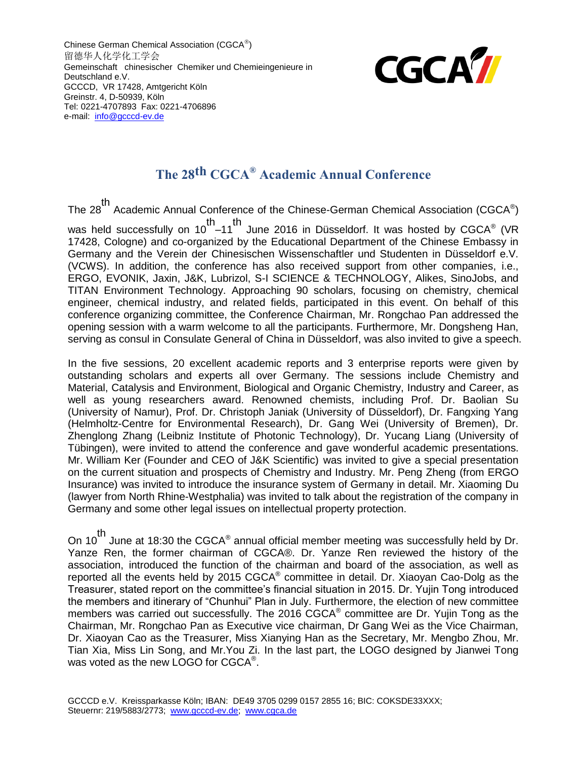Chinese German Chemical Association (CGCA®)
留德华人化学化工学会
Gemeinschaft chinesischer Chemiker und Chemieingenieure in Deutschland e.V.
GCCCD, VR 17428, Amtgericht Köln
Greinstr. 4, D-50939, Köln
Tel: 0221-4707893 Fax: 0221-4706896
e-mail: info@gcccd-ev.de

# The 28th CGCA® Academic Annual Conference

The 28th Academic Annual Conference of the Chinese-German Chemical Association (CGCA®) was held successfully on 10th–11th June 2016 in Düsseldorf. It was hosted by CGCA® (VR 17428, Cologne) and co-organized by the Educational Department of the Chinese Embassy in Germany and the Verein der Chinesischen Wissenschaftler und Studenten in Düsseldorf e.V. (VCWS). In addition, the conference has also received support from other companies, i.e., ERGO, EVONIK, Jaxin, J&K, Lubrizol, S-I SCIENCE & TECHNOLOGY, Alikes, SinoJobs, and TITAN Environment Technology. Approaching 90 scholars, focusing on chemistry, chemical engineer, chemical industry, and related fields, participated in this event. On behalf of this conference organizing committee, the Conference Chairman, Mr. Rongchao Pan addressed the opening session with a warm welcome to all the participants. Furthermore, Mr. Dongsheng Han, serving as consul in Consulate General of China in Düsseldorf, was also invited to give a speech.

In the five sessions, 20 excellent academic reports and 3 enterprise reports were given by outstanding scholars and experts all over Germany. The sessions include Chemistry and Material, Catalysis and Environment, Biological and Organic Chemistry, Industry and Career, as well as young researchers award. Renowned chemists, including Prof. Dr. Baolian Su (University of Namur), Prof. Dr. Christoph Janiak (University of Düsseldorf), Dr. Fangxing Yang (Helmholtz-Centre for Environmental Research), Dr. Gang Wei (University of Bremen), Dr. Zhenglong Zhang (Leibniz Institute of Photonic Technology), Dr. Yucang Liang (University of Tübingen), were invited to attend the conference and gave wonderful academic presentations. Mr. William Ker (Founder and CEO of J&K Scientific) was invited to give a special presentation on the current situation and prospects of Chemistry and Industry. Mr. Peng Zheng (from ERGO Insurance) was invited to introduce the insurance system of Germany in detail. Mr. Xiaoming Du (lawyer from North Rhine-Westphalia) was invited to talk about the registration of the company in Germany and some other legal issues on intellectual property protection.

On 10th June at 18:30 the CGCA® annual official member meeting was successfully held by Dr. Yanze Ren, the former chairman of CGCA®. Dr. Yanze Ren reviewed the history of the association, introduced the function of the chairman and board of the association, as well as reported all the events held by 2015 CGCA® committee in detail. Dr. Xiaoyan Cao-Dolg as the Treasurer, stated report on the committee's financial situation in 2015. Dr. Yujin Tong introduced the members and itinerary of "Chunhui" Plan in July. Furthermore, the election of new committee members was carried out successfully. The 2016 CGCA® committee are Dr. Yujin Tong as the Chairman, Mr. Rongchao Pan as Executive vice chairman, Dr Gang Wei as the Vice Chairman, Dr. Xiaoyan Cao as the Treasurer, Miss Xianying Han as the Secretary, Mr. Mengbo Zhou, Mr. Tian Xia, Miss Lin Song, and Mr.You Zi. In the last part, the LOGO designed by Jianwei Tong was voted as the new LOGO for CGCA®.

GCCCD e.V. Kreissparkasse Köln; IBAN: DE49 3705 0299 0157 2855 16; BIC: COKSDE33XXX; Steuernr: 219/5883/2773; www.gcccd-ev.de; www.cgca.de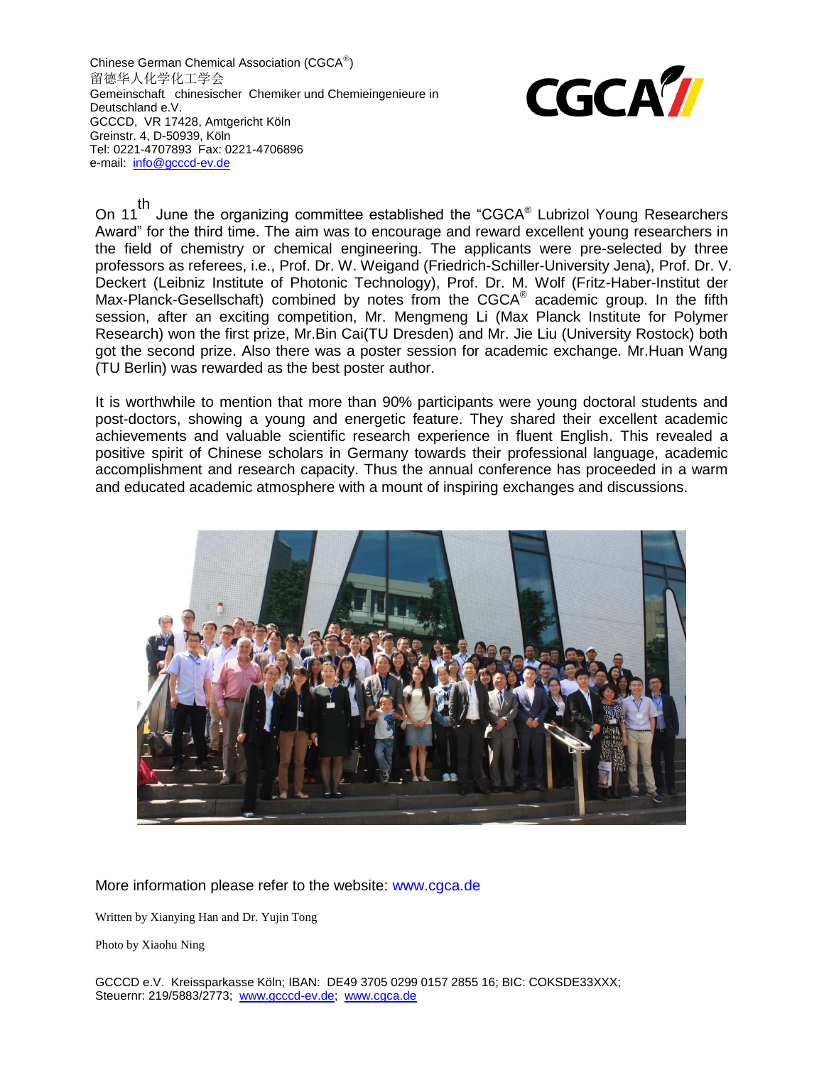Chinese German Chemical Association (CGCA®)
留德华人化学化工学会
Gemeinschaft chinesischer Chemiker und Chemieingenieure in Deutschland e.V.
GCCCD, VR 17428, Amtgericht Köln
Greinstr. 4, D-50939, Köln
Tel: 0221-4707893 Fax: 0221-4706896
e-mail: info@gcccd-ev.de

On 11th June the organizing committee established the “CGCA® Lubrizol Young Researchers Award” for the third time. The aim was to encourage and reward excellent young researchers in the field of chemistry or chemical engineering. The applicants were pre-selected by three professors as referees, i.e., Prof. Dr. W. Weigand (Friedrich-Schiller-University Jena), Prof. Dr. V. Deckert (Leibniz Institute of Photonic Technology), Prof. Dr. M. Wolf (Fritz-Haber-Institut der Max-Planck-Gesellschaft) combined by notes from the CGCA® academic group. In the fifth session, after an exciting competition, Mr. Mengmeng Li (Max Planck Institute for Polymer Research) won the first prize, Mr.Bin Cai(TU Dresden) and Mr. Jie Liu (University Rostock) both got the second prize. Also there was a poster session for academic exchange. Mr.Huan Wang (TU Berlin) was rewarded as the best poster author.

It is worthwhile to mention that more than 90% participants were young doctoral students and post-doctors, showing a young and energetic feature. They shared their excellent academic achievements and valuable scientific research experience in fluent English. This revealed a positive spirit of Chinese scholars in Germany towards their professional language, academic accomplishment and research capacity. Thus the annual conference has proceeded in a warm and educated academic atmosphere with a mount of inspiring exchanges and discussions.

More information please refer to the website: www.cgca.de

Written by Xianying Han and Dr. Yujin Tong

Photo by Xiaohu Ning

GCCCD e.V. Kreissparkasse Köln; IBAN: DE49 3705 0299 0157 2855 16; BIC: COKSDE33XXX; Steuernr: 219/5883/2773; www.gcccd-ev.de; www.cgca.de